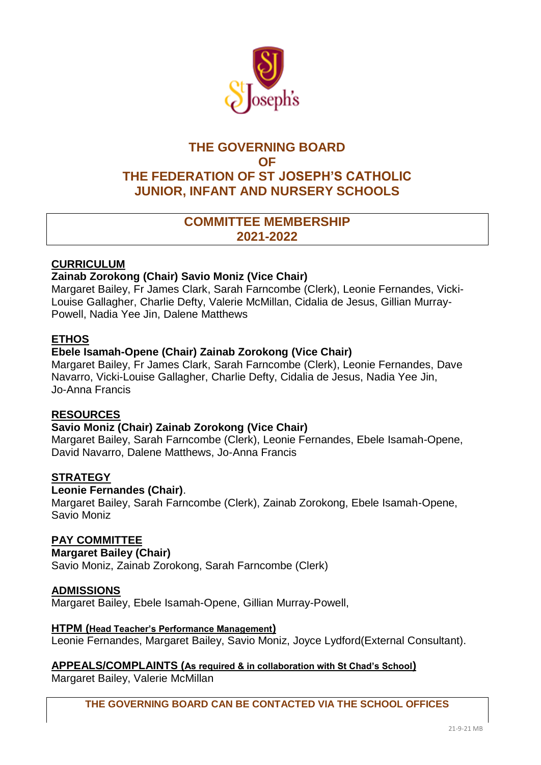# THE GOVERNING BOARD OF THE FEDERATION OF ST JOSEPH'S CATHOLIC JUNIOR, INFANT AND NURSERY SCHOOLS

## COMMITTEE MEMBERSHIP 2021-2022

### CURRICULUM

**Zainab Zorokong (Chair) Savio Moniz (Vice Chair)**

Margaret Bailey, Fr James Clark, Sarah Farncombe (Clerk), Leonie Fernandes, Vicki-Louise Gallagher, Charlie Defty, Valerie McMillan, Cidalia de Jesus, Gillian Murray-Powell, Nadia Yee Jin, Dalene Matthews

### ETHOS

**Ebele Isamah-Opene (Chair) Zainab Zorokong (Vice Chair)**

Margaret Bailey, Fr James Clark, Sarah Farncombe (Clerk), Leonie Fernandes, Dave Navarro, Vicki-Louise Gallagher, Charlie Defty, Cidalia de Jesus, Nadia Yee Jin, Jo-Anna Francis

### RESOURCES

**Savio Moniz (Chair) Zainab Zorokong (Vice Chair)**

Margaret Bailey, Sarah Farncombe (Clerk), Leonie Fernandes, Ebele Isamah-Opene, David Navarro, Dalene Matthews, Jo-Anna Francis

### STRATEGY

**Leonie Fernandes (Chair)**.

Margaret Bailey, Sarah Farncombe (Clerk), Zainab Zorokong, Ebele Isamah-Opene, Savio Moniz

### PAY COMMITTEE

**Margaret Bailey (Chair)**

Savio Moniz, Zainab Zorokong, Sarah Farncombe (Clerk)

### ADMISSIONS

Margaret Bailey, Ebele Isamah-Opene, Gillian Murray-Powell,

### HTPM (Head Teacher's Performance Management)

Leonie Fernandes, Margaret Bailey, Savio Moniz, Joyce Lydford(External Consultant).

### APPEALS/COMPLAINTS (As required & in collaboration with St Chad's School)

Margaret Bailey, Valerie McMillan

**THE GOVERNING BOARD CAN BE CONTACTED VIA THE SCHOOL OFFICES**

21-9-21 MB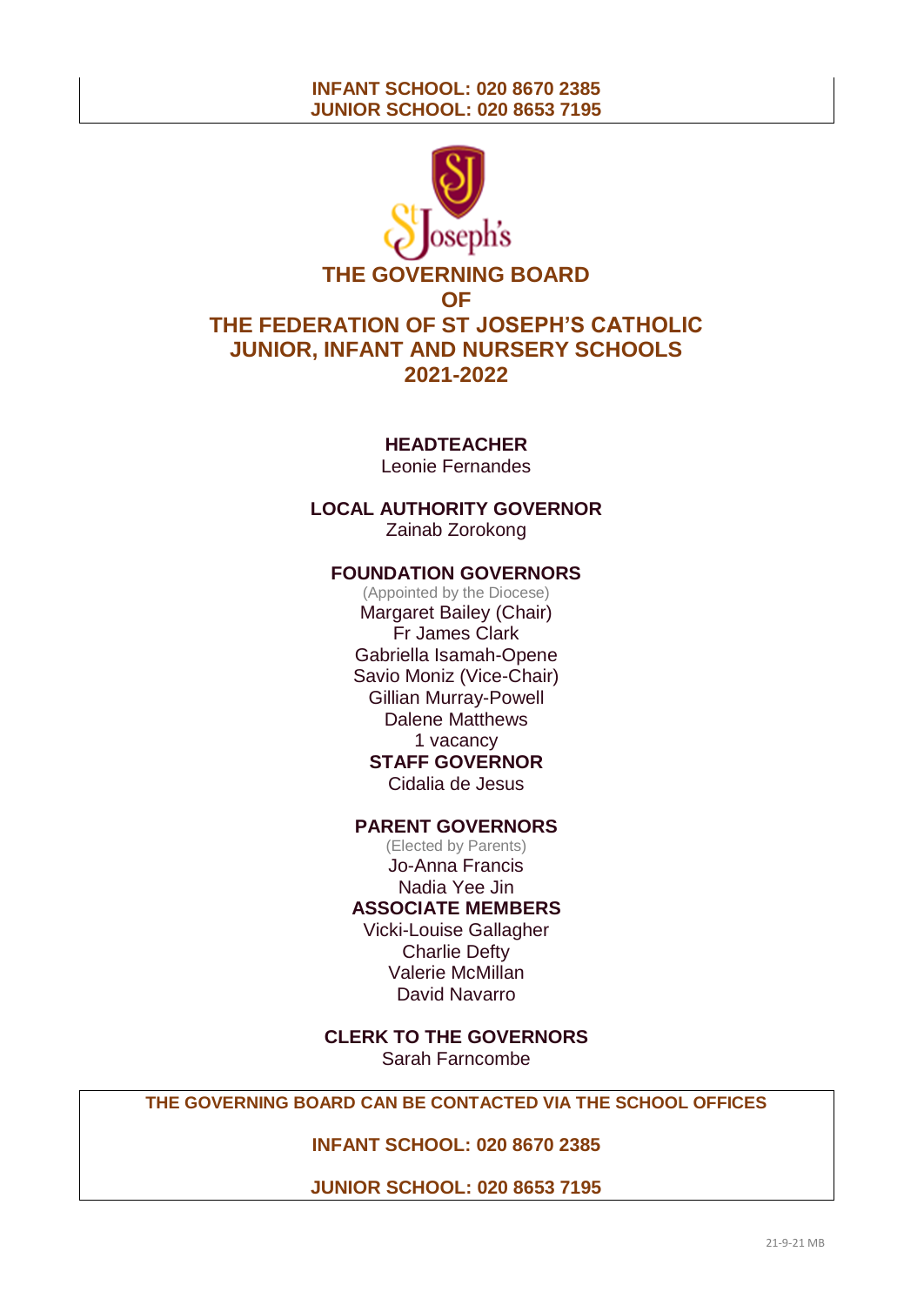**INFANT SCHOOL: 020 8670 2385**
**JUNIOR SCHOOL: 020 8653 7195**

# THE GOVERNING BOARD OF THE FEDERATION OF ST JOSEPH'S CATHOLIC JUNIOR, INFANT AND NURSERY SCHOOLS 2021-2022

**HEADTEACHER**
Leonie Fernandes

**LOCAL AUTHORITY GOVERNOR**
Zainab Zorokong

**FOUNDATION GOVERNORS**
(Appointed by the Diocese)
Margaret Bailey (Chair)
Fr James Clark
Gabriella Isamah-Opene
Savio Moniz (Vice-Chair)
Gillian Murray-Powell
Dalene Matthews
1 vacancy

**STAFF GOVERNOR**
Cidalia de Jesus

**PARENT GOVERNORS**
(Elected by Parents)
Jo-Anna Francis
Nadia Yee Jin

**ASSOCIATE MEMBERS**
Vicki-Louise Gallagher
Charlie Defty
Valerie McMillan
David Navarro

**CLERK TO THE GOVERNORS**
Sarah Farncombe

**THE GOVERNING BOARD CAN BE CONTACTED VIA THE SCHOOL OFFICES**

**INFANT SCHOOL: 020 8670 2385**

**JUNIOR SCHOOL: 020 8653 7195**

21-9-21 MB